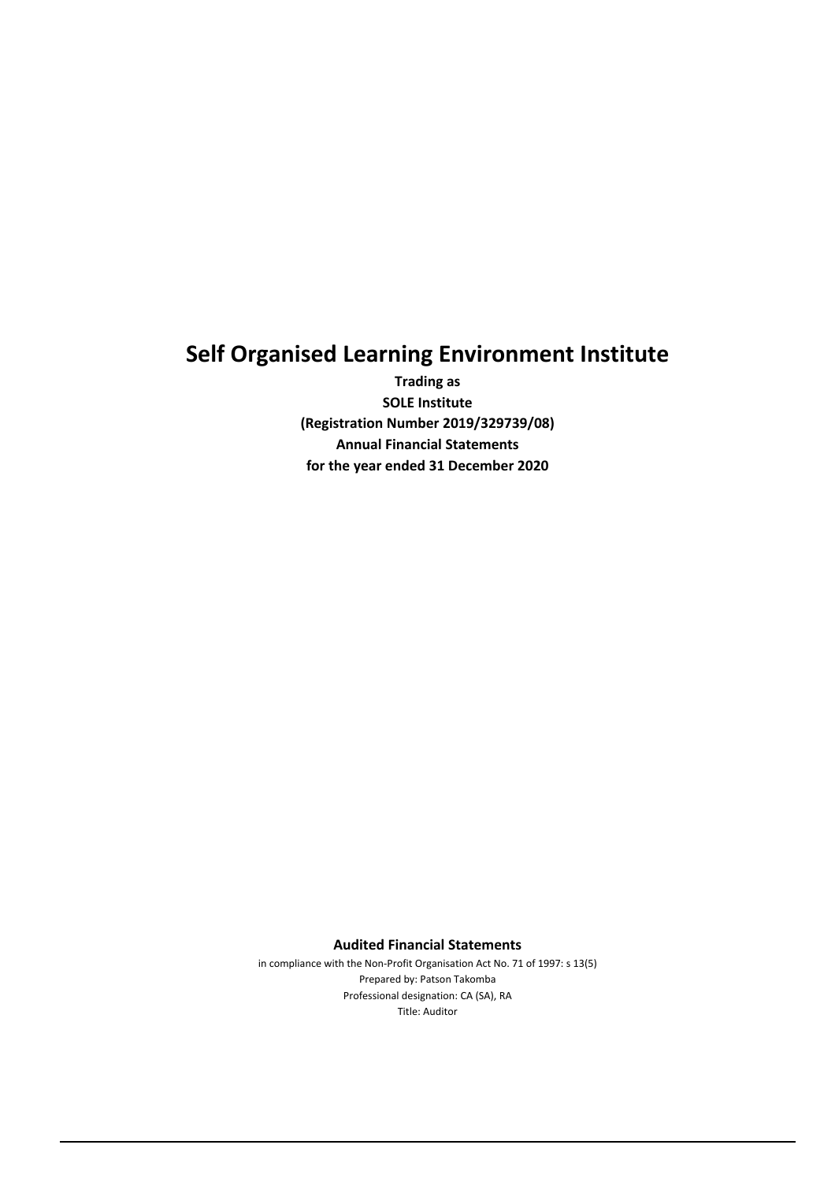# Self Organised Learning Environment Institute

**Trading as**

**SOLE Institute**

**(Registration Number 2019/329739/08)**

**Annual Financial Statements**

**for the year ended 31 December 2020**

**Audited Financial Statements**

in compliance with the Non-Profit Organisation Act No. 71 of 1997: s 13(5)

Prepared by: Patson Takomba

Professional designation: CA (SA), RA

Title: Auditor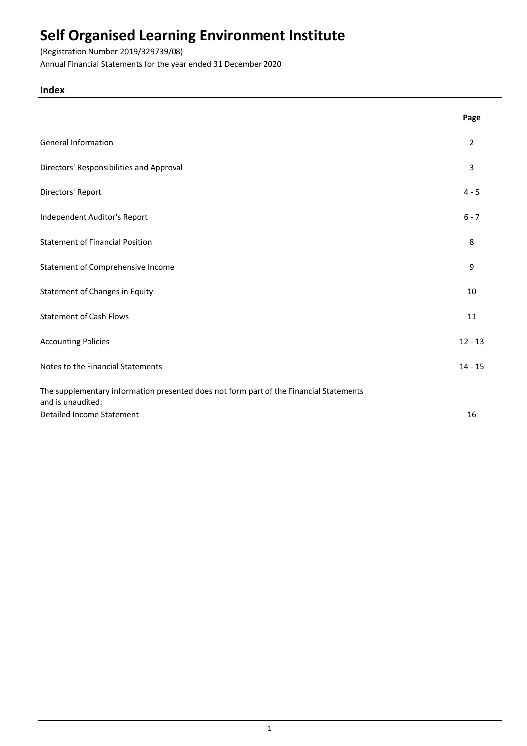# Self Organised Learning Environment Institute

(Registration Number 2019/329739/08)

Annual Financial Statements for the year ended 31 December 2020

## Index

| | Page |
|---|---|
| General Information | 2 |
| Directors' Responsibilities and Approval | 3 |
| Directors' Report | 4 - 5 |
| Independent Auditor's Report | 6 - 7 |
| Statement of Financial Position | 8 |
| Statement of Comprehensive Income | 9 |
| Statement of Changes in Equity | 10 |
| Statement of Cash Flows | 11 |
| Accounting Policies | 12 - 13 |
| Notes to the Financial Statements | 14 - 15 |

The supplementary information presented does not form part of the Financial Statements and is unaudited:

| | |
|---|---|
| Detailed Income Statement | 16 |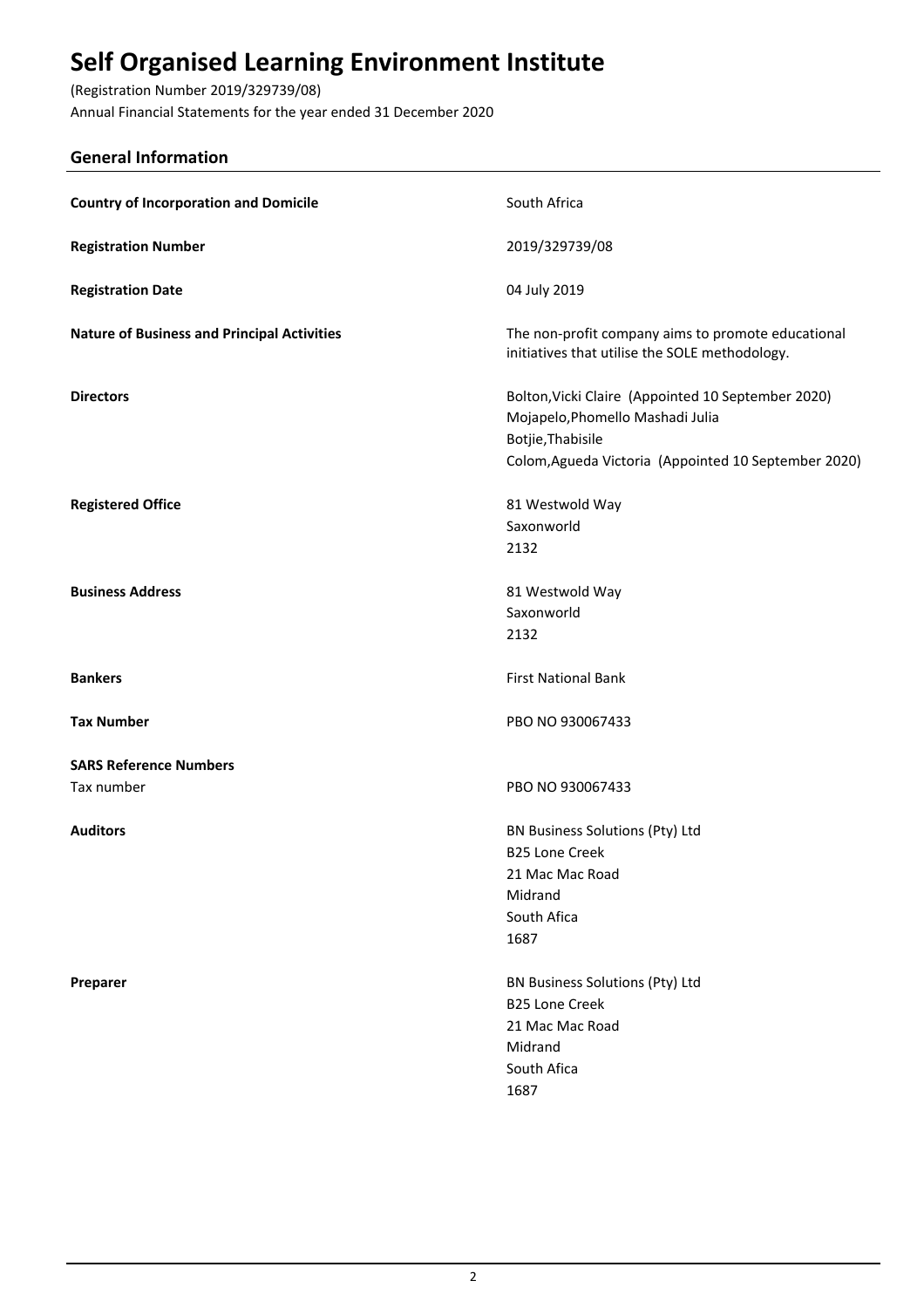# Self Organised Learning Environment Institute

(Registration Number 2019/329739/08)
Annual Financial Statements for the year ended 31 December 2020

## General Information

| | |
|---|---|
| **Country of Incorporation and Domicile** | South Africa |
| **Registration Number** | 2019/329739/08 |
| **Registration Date** | 04 July 2019 |
| **Nature of Business and Principal Activities** | The non-profit company aims to promote educational initiatives that utilise the SOLE methodology. |
| **Directors** | Bolton,Vicki Claire (Appointed 10 September 2020)<br>Mojapelo,Phomello Mashadi Julia<br>Botjie,Thabisile<br>Colom,Agueda Victoria (Appointed 10 September 2020) |
| **Registered Office** | 81 Westwold Way<br>Saxonworld<br>2132 |
| **Business Address** | 81 Westwold Way<br>Saxonworld<br>2132 |
| **Bankers** | First National Bank |
| **Tax Number** | PBO NO 930067433 |
| **SARS Reference Numbers** | |
| Tax number | PBO NO 930067433 |
| **Auditors** | BN Business Solutions (Pty) Ltd<br>B25 Lone Creek<br>21 Mac Mac Road<br>Midrand<br>South Afica<br>1687 |
| **Preparer** | BN Business Solutions (Pty) Ltd<br>B25 Lone Creek<br>21 Mac Mac Road<br>Midrand<br>South Afica<br>1687 |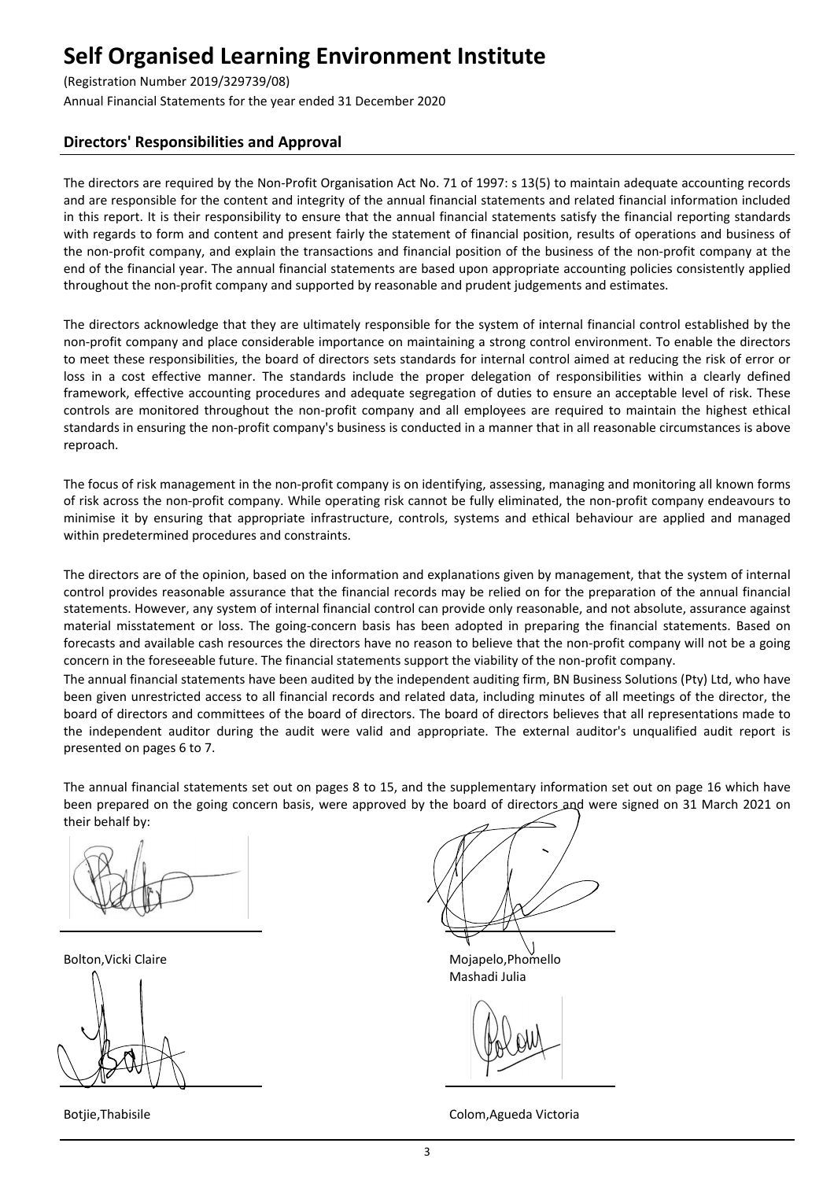# Self Organised Learning Environment Institute

(Registration Number 2019/329739/08)
Annual Financial Statements for the year ended 31 December 2020

## Directors' Responsibilities and Approval

The directors are required by the Non-Profit Organisation Act No. 71 of 1997: s 13(5) to maintain adequate accounting records and are responsible for the content and integrity of the annual financial statements and related financial information included in this report. It is their responsibility to ensure that the annual financial statements satisfy the financial reporting standards with regards to form and content and present fairly the statement of financial position, results of operations and business of the non-profit company, and explain the transactions and financial position of the business of the non-profit company at the end of the financial year. The annual financial statements are based upon appropriate accounting policies consistently applied throughout the non-profit company and supported by reasonable and prudent judgements and estimates.

The directors acknowledge that they are ultimately responsible for the system of internal financial control established by the non-profit company and place considerable importance on maintaining a strong control environment. To enable the directors to meet these responsibilities, the board of directors sets standards for internal control aimed at reducing the risk of error or loss in a cost effective manner. The standards include the proper delegation of responsibilities within a clearly defined framework, effective accounting procedures and adequate segregation of duties to ensure an acceptable level of risk. These controls are monitored throughout the non-profit company and all employees are required to maintain the highest ethical standards in ensuring the non-profit company's business is conducted in a manner that in all reasonable circumstances is above reproach.

The focus of risk management in the non-profit company is on identifying, assessing, managing and monitoring all known forms of risk across the non-profit company. While operating risk cannot be fully eliminated, the non-profit company endeavours to minimise it by ensuring that appropriate infrastructure, controls, systems and ethical behaviour are applied and managed within predetermined procedures and constraints.

The directors are of the opinion, based on the information and explanations given by management, that the system of internal control provides reasonable assurance that the financial records may be relied on for the preparation of the annual financial statements. However, any system of internal financial control can provide only reasonable, and not absolute, assurance against material misstatement or loss. The going-concern basis has been adopted in preparing the financial statements. Based on forecasts and available cash resources the directors have no reason to believe that the non-profit company will not be a going concern in the foreseeable future. The financial statements support the viability of the non-profit company.

The annual financial statements have been audited by the independent auditing firm, BN Business Solutions (Pty) Ltd, who have been given unrestricted access to all financial records and related data, including minutes of all meetings of the director, the board of directors and committees of the board of directors. The board of directors believes that all representations made to the independent auditor during the audit were valid and appropriate. The external auditor's unqualified audit report is presented on pages 6 to 7.

The annual financial statements set out on pages 8 to 15, and the supplementary information set out on page 16 which have been prepared on the going concern basis, were approved by the board of directors and were signed on 31 March 2021 on their behalf by:

Bolton,Vicki Claire

Mojapelo,Phomello Mashadi Julia

Botjie,Thabisile

Colom,Agueda Victoria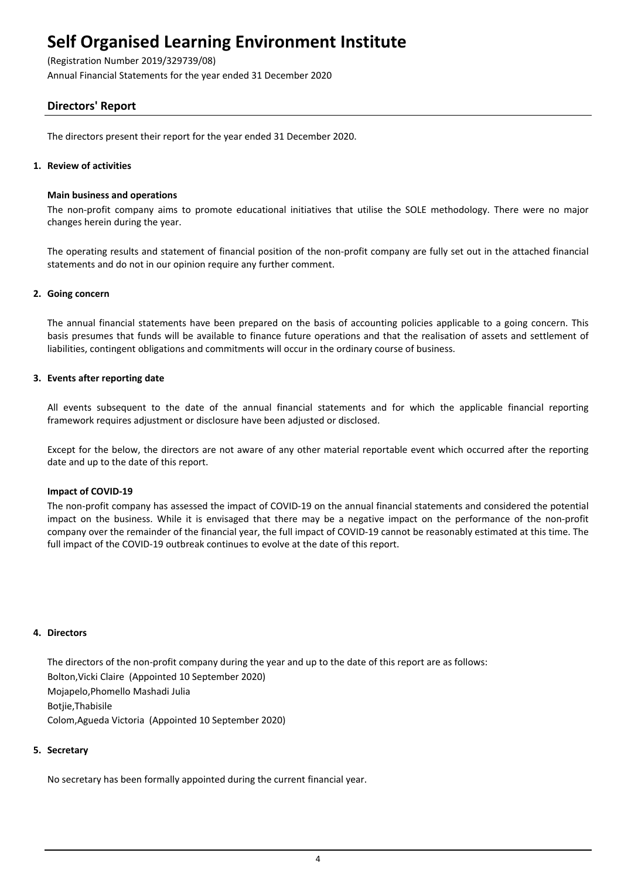# Self Organised Learning Environment Institute

(Registration Number 2019/329739/08)

Annual Financial Statements for the year ended 31 December 2020

## Directors' Report

The directors present their report for the year ended 31 December 2020.

### 1. Review of activities

**Main business and operations**

The non-profit company aims to promote educational initiatives that utilise the SOLE methodology. There were no major changes herein during the year.

The operating results and statement of financial position of the non-profit company are fully set out in the attached financial statements and do not in our opinion require any further comment.

### 2. Going concern

The annual financial statements have been prepared on the basis of accounting policies applicable to a going concern. This basis presumes that funds will be available to finance future operations and that the realisation of assets and settlement of liabilities, contingent obligations and commitments will occur in the ordinary course of business.

### 3. Events after reporting date

All events subsequent to the date of the annual financial statements and for which the applicable financial reporting framework requires adjustment or disclosure have been adjusted or disclosed.

Except for the below, the directors are not aware of any other material reportable event which occurred after the reporting date and up to the date of this report.

**Impact of COVID-19**

The non-profit company has assessed the impact of COVID-19 on the annual financial statements and considered the potential impact on the business. While it is envisaged that there may be a negative impact on the performance of the non-profit company over the remainder of the financial year, the full impact of COVID-19 cannot be reasonably estimated at this time. The full impact of the COVID-19 outbreak continues to evolve at the date of this report.

### 4. Directors

The directors of the non-profit company during the year and up to the date of this report are as follows:

Bolton,Vicki Claire (Appointed 10 September 2020)
Mojapelo,Phomello Mashadi Julia
Botjie,Thabisile
Colom,Agueda Victoria (Appointed 10 September 2020)

### 5. Secretary

No secretary has been formally appointed during the current financial year.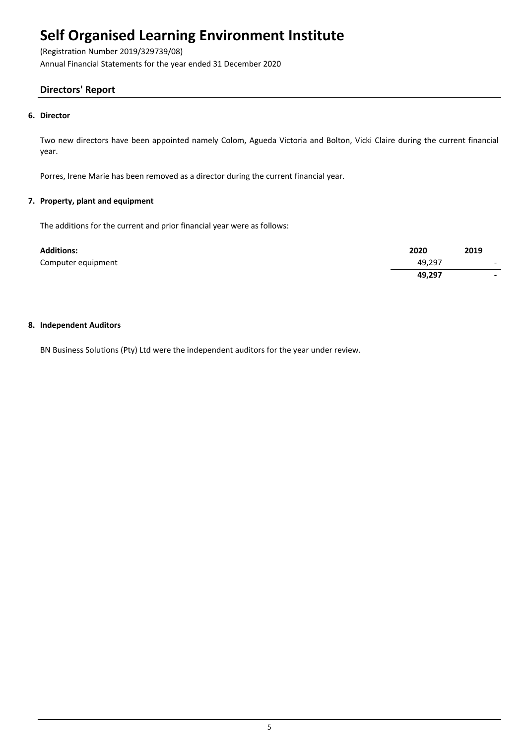# Self Organised Learning Environment Institute

(Registration Number 2019/329739/08)
Annual Financial Statements for the year ended 31 December 2020

## Directors' Report

### 6. Director

Two new directors have been appointed namely Colom, Agueda Victoria and Bolton, Vicki Claire during the current financial year.

Porres, Irene Marie has been removed as a director during the current financial year.

### 7. Property, plant and equipment

The additions for the current and prior financial year were as follows:

| **Additions:** | **2020** | **2019** |
|---|---|---|
| Computer equipment | 49,297 | - |
| | **49,297** | **-** |

### 8. Independent Auditors

BN Business Solutions (Pty) Ltd were the independent auditors for the year under review.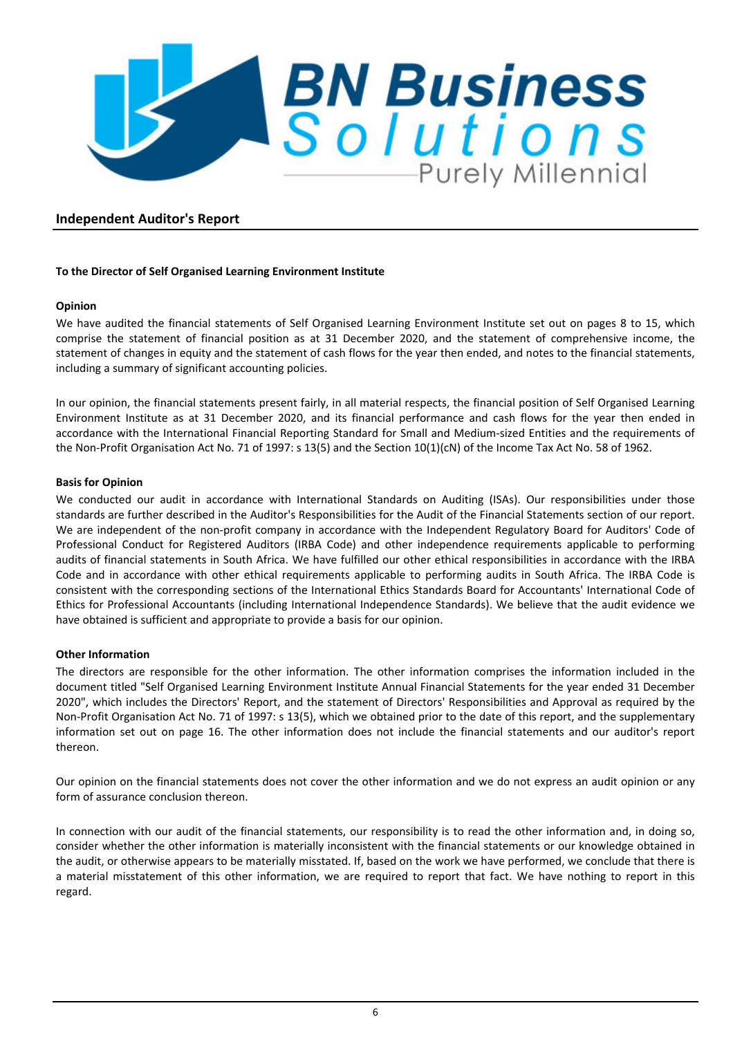## Independent Auditor's Report

**To the Director of Self Organised Learning Environment Institute**

**Opinion**

We have audited the financial statements of Self Organised Learning Environment Institute set out on pages 8 to 15, which comprise the statement of financial position as at 31 December 2020, and the statement of comprehensive income, the statement of changes in equity and the statement of cash flows for the year then ended, and notes to the financial statements, including a summary of significant accounting policies.

In our opinion, the financial statements present fairly, in all material respects, the financial position of Self Organised Learning Environment Institute as at 31 December 2020, and its financial performance and cash flows for the year then ended in accordance with the International Financial Reporting Standard for Small and Medium-sized Entities and the requirements of the Non-Profit Organisation Act No. 71 of 1997: s 13(5) and the Section 10(1)(cN) of the Income Tax Act No. 58 of 1962.

**Basis for Opinion**

We conducted our audit in accordance with International Standards on Auditing (ISAs). Our responsibilities under those standards are further described in the Auditor's Responsibilities for the Audit of the Financial Statements section of our report. We are independent of the non-profit company in accordance with the Independent Regulatory Board for Auditors' Code of Professional Conduct for Registered Auditors (IRBA Code) and other independence requirements applicable to performing audits of financial statements in South Africa. We have fulfilled our other ethical responsibilities in accordance with the IRBA Code and in accordance with other ethical requirements applicable to performing audits in South Africa. The IRBA Code is consistent with the corresponding sections of the International Ethics Standards Board for Accountants' International Code of Ethics for Professional Accountants (including International Independence Standards). We believe that the audit evidence we have obtained is sufficient and appropriate to provide a basis for our opinion.

**Other Information**

The directors are responsible for the other information. The other information comprises the information included in the document titled "Self Organised Learning Environment Institute Annual Financial Statements for the year ended 31 December 2020", which includes the Directors' Report, and the statement of Directors' Responsibilities and Approval as required by the Non-Profit Organisation Act No. 71 of 1997: s 13(5), which we obtained prior to the date of this report, and the supplementary information set out on page 16. The other information does not include the financial statements and our auditor's report thereon.

Our opinion on the financial statements does not cover the other information and we do not express an audit opinion or any form of assurance conclusion thereon.

In connection with our audit of the financial statements, our responsibility is to read the other information and, in doing so, consider whether the other information is materially inconsistent with the financial statements or our knowledge obtained in the audit, or otherwise appears to be materially misstated. If, based on the work we have performed, we conclude that there is a material misstatement of this other information, we are required to report that fact. We have nothing to report in this regard.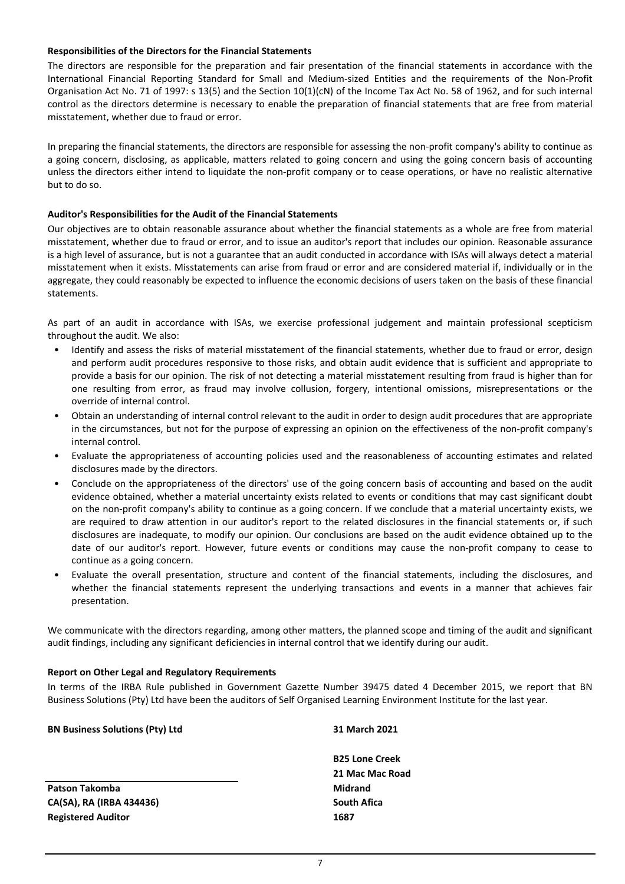**Responsibilities of the Directors for the Financial Statements**

The directors are responsible for the preparation and fair presentation of the financial statements in accordance with the International Financial Reporting Standard for Small and Medium-sized Entities and the requirements of the Non-Profit Organisation Act No. 71 of 1997: s 13(5) and the Section 10(1)(cN) of the Income Tax Act No. 58 of 1962, and for such internal control as the directors determine is necessary to enable the preparation of financial statements that are free from material misstatement, whether due to fraud or error.

In preparing the financial statements, the directors are responsible for assessing the non-profit company's ability to continue as a going concern, disclosing, as applicable, matters related to going concern and using the going concern basis of accounting unless the directors either intend to liquidate the non-profit company or to cease operations, or have no realistic alternative but to do so.

**Auditor's Responsibilities for the Audit of the Financial Statements**

Our objectives are to obtain reasonable assurance about whether the financial statements as a whole are free from material misstatement, whether due to fraud or error, and to issue an auditor's report that includes our opinion. Reasonable assurance is a high level of assurance, but is not a guarantee that an audit conducted in accordance with ISAs will always detect a material misstatement when it exists. Misstatements can arise from fraud or error and are considered material if, individually or in the aggregate, they could reasonably be expected to influence the economic decisions of users taken on the basis of these financial statements.

As part of an audit in accordance with ISAs, we exercise professional judgement and maintain professional scepticism throughout the audit. We also:

- Identify and assess the risks of material misstatement of the financial statements, whether due to fraud or error, design and perform audit procedures responsive to those risks, and obtain audit evidence that is sufficient and appropriate to provide a basis for our opinion. The risk of not detecting a material misstatement resulting from fraud is higher than for one resulting from error, as fraud may involve collusion, forgery, intentional omissions, misrepresentations or the override of internal control.
- Obtain an understanding of internal control relevant to the audit in order to design audit procedures that are appropriate in the circumstances, but not for the purpose of expressing an opinion on the effectiveness of the non-profit company's internal control.
- Evaluate the appropriateness of accounting policies used and the reasonableness of accounting estimates and related disclosures made by the directors.
- Conclude on the appropriateness of the directors' use of the going concern basis of accounting and based on the audit evidence obtained, whether a material uncertainty exists related to events or conditions that may cast significant doubt on the non-profit company's ability to continue as a going concern. If we conclude that a material uncertainty exists, we are required to draw attention in our auditor's report to the related disclosures in the financial statements or, if such disclosures are inadequate, to modify our opinion. Our conclusions are based on the audit evidence obtained up to the date of our auditor's report. However, future events or conditions may cause the non-profit company to cease to continue as a going concern.
- Evaluate the overall presentation, structure and content of the financial statements, including the disclosures, and whether the financial statements represent the underlying transactions and events in a manner that achieves fair presentation.

We communicate with the directors regarding, among other matters, the planned scope and timing of the audit and significant audit findings, including any significant deficiencies in internal control that we identify during our audit.

**Report on Other Legal and Regulatory Requirements**

In terms of the IRBA Rule published in Government Gazette Number 39475 dated 4 December 2015, we report that BN Business Solutions (Pty) Ltd have been the auditors of Self Organised Learning Environment Institute for the last year.

**BN Business Solutions (Pty) Ltd**

**Patson Takomba**
**CA(SA), RA (IRBA 434436)**
**Registered Auditor**

**31 March 2021**

**B25 Lone Creek**
**21 Mac Mac Road**
**Midrand**
**South Afica**
**1687**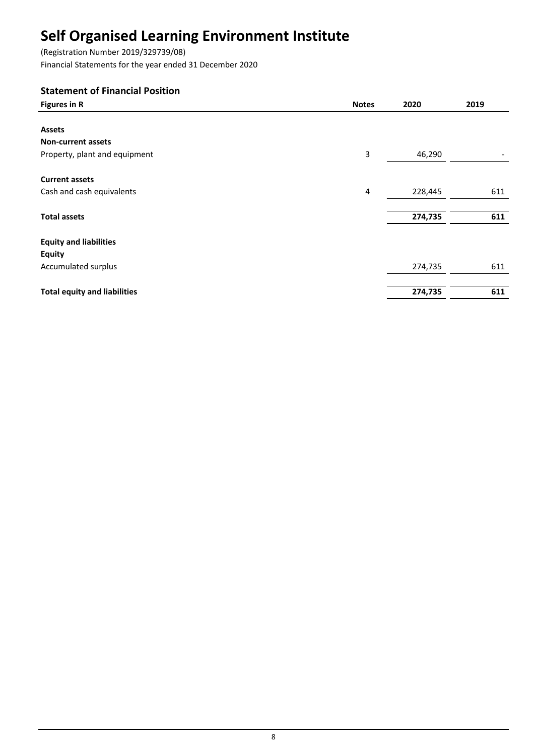# Self Organised Learning Environment Institute

(Registration Number 2019/329739/08)

Financial Statements for the year ended 31 December 2020

## Statement of Financial Position

| Figures in R | Notes | 2020 | 2019 |
|---|---|---|---|
| **Assets** | | | |
| **Non-current assets** | | | |
| Property, plant and equipment | 3 | 46,290 | - |
| **Current assets** | | | |
| Cash and cash equivalents | 4 | 228,445 | 611 |
| **Total assets** | | **274,735** | **611** |
| **Equity and liabilities** | | | |
| **Equity** | | | |
| Accumulated surplus | | 274,735 | 611 |
| **Total equity and liabilities** | | **274,735** | **611** |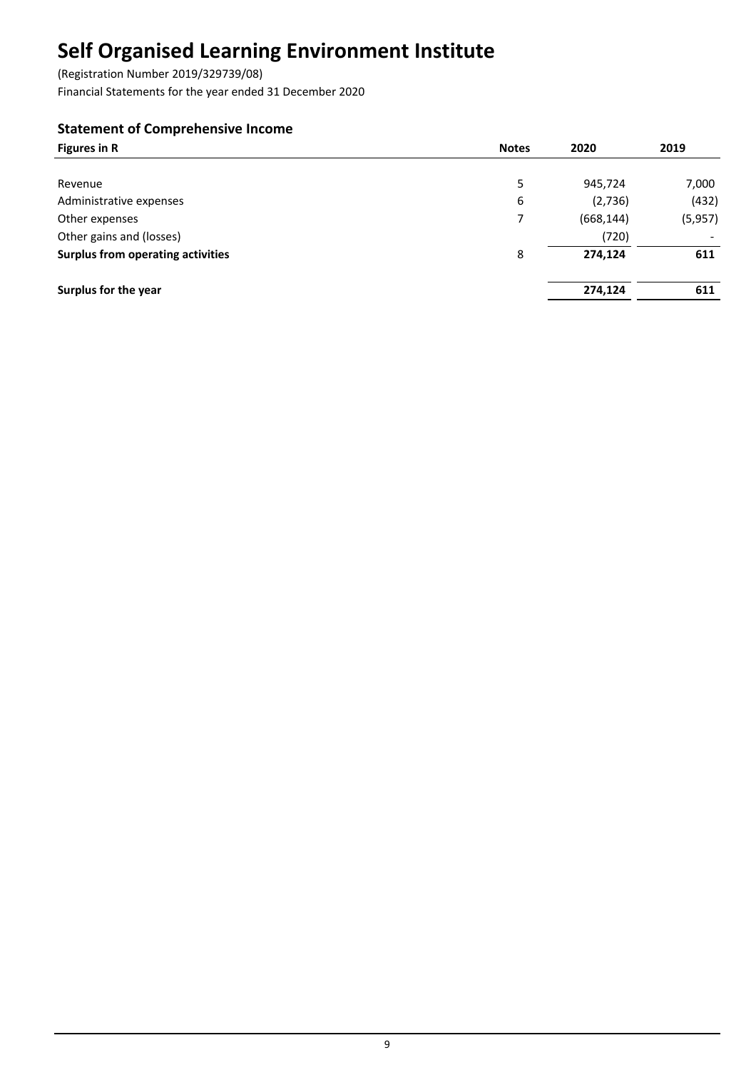# Self Organised Learning Environment Institute

(Registration Number 2019/329739/08)

Financial Statements for the year ended 31 December 2020

## Statement of Comprehensive Income

| Figures in R | Notes | 2020 | 2019 |
|---|---|---|---|
| Revenue | 5 | 945,724 | 7,000 |
| Administrative expenses | 6 | (2,736) | (432) |
| Other expenses | 7 | (668,144) | (5,957) |
| Other gains and (losses) | | (720) | - |
| **Surplus from operating activities** | 8 | **274,124** | **611** |
| **Surplus for the year** | | **274,124** | **611** |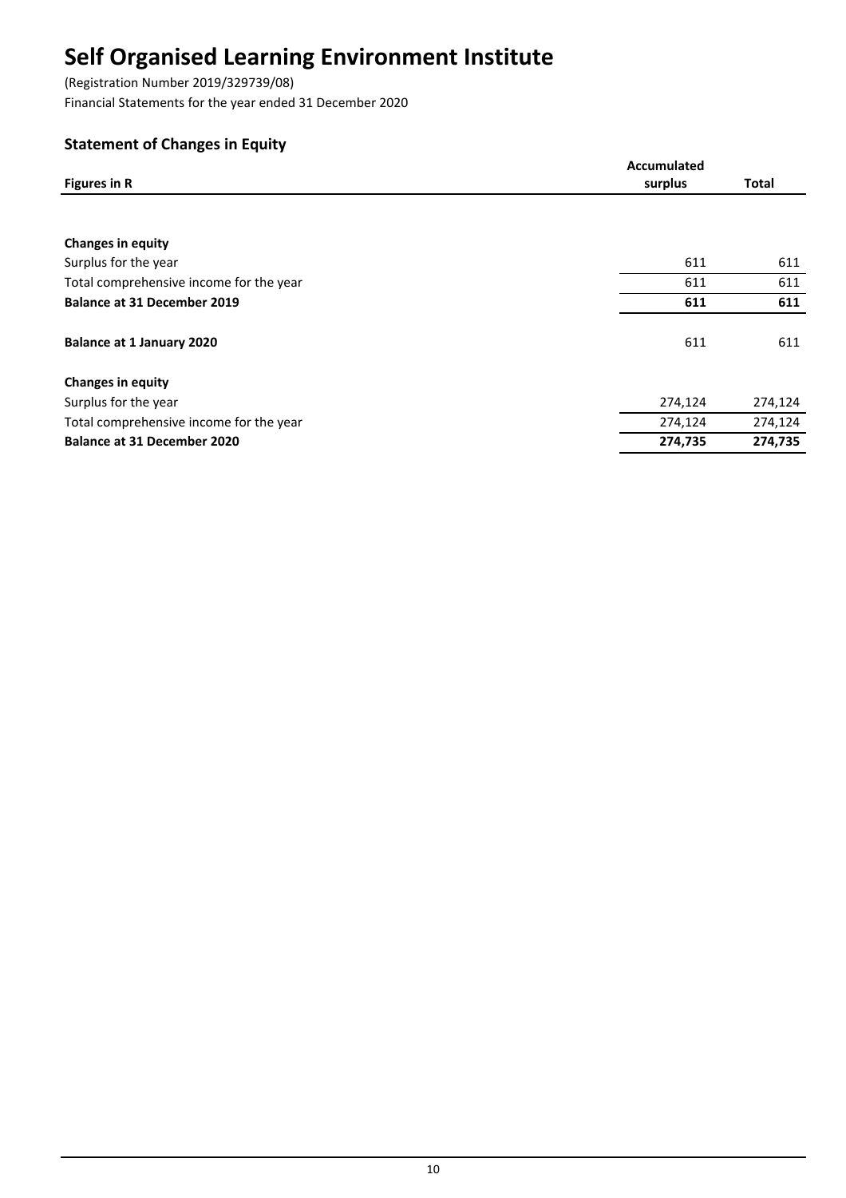# Self Organised Learning Environment Institute

(Registration Number 2019/329739/08)
Financial Statements for the year ended 31 December 2020

## Statement of Changes in Equity

| Figures in R | Accumulated surplus | Total |
|---|---|---|
| **Changes in equity** | | |
| Surplus for the year | 611 | 611 |
| Total comprehensive income for the year | 611 | 611 |
| **Balance at 31 December 2019** | **611** | **611** |
| **Balance at 1 January 2020** | 611 | 611 |
| **Changes in equity** | | |
| Surplus for the year | 274,124 | 274,124 |
| Total comprehensive income for the year | 274,124 | 274,124 |
| **Balance at 31 December 2020** | **274,735** | **274,735** |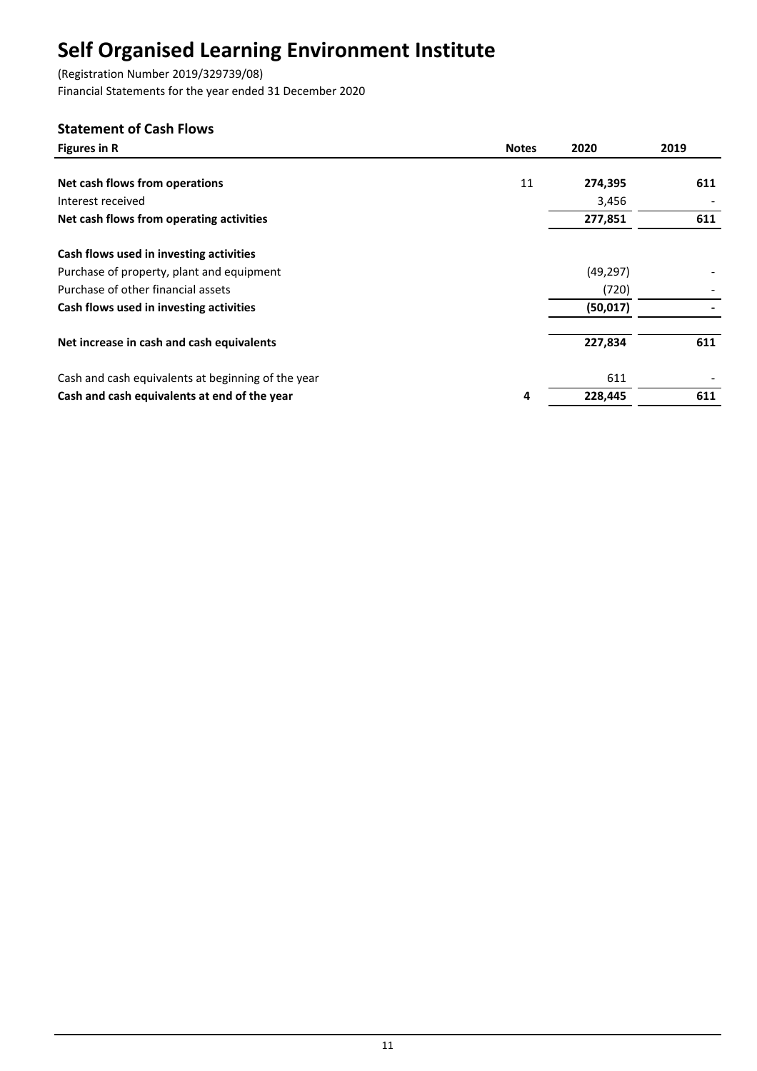# Self Organised Learning Environment Institute

(Registration Number 2019/329739/08)
Financial Statements for the year ended 31 December 2020

## Statement of Cash Flows

| Figures in R | Notes | 2020 | 2019 |
|---|---|---|---|
| **Net cash flows from operations** | 11 | **274,395** | **611** |
| Interest received | | 3,456 | - |
| **Net cash flows from operating activities** | | **277,851** | **611** |
| | | | |
| **Cash flows used in investing activities** | | | |
| Purchase of property, plant and equipment | | (49,297) | - |
| Purchase of other financial assets | | (720) | - |
| **Cash flows used in investing activities** | | **(50,017)** | **-** |
| | | | |
| **Net increase in cash and cash equivalents** | | **227,834** | **611** |
| | | | |
| Cash and cash equivalents at beginning of the year | | 611 | - |
| **Cash and cash equivalents at end of the year** | **4** | **228,445** | **611** |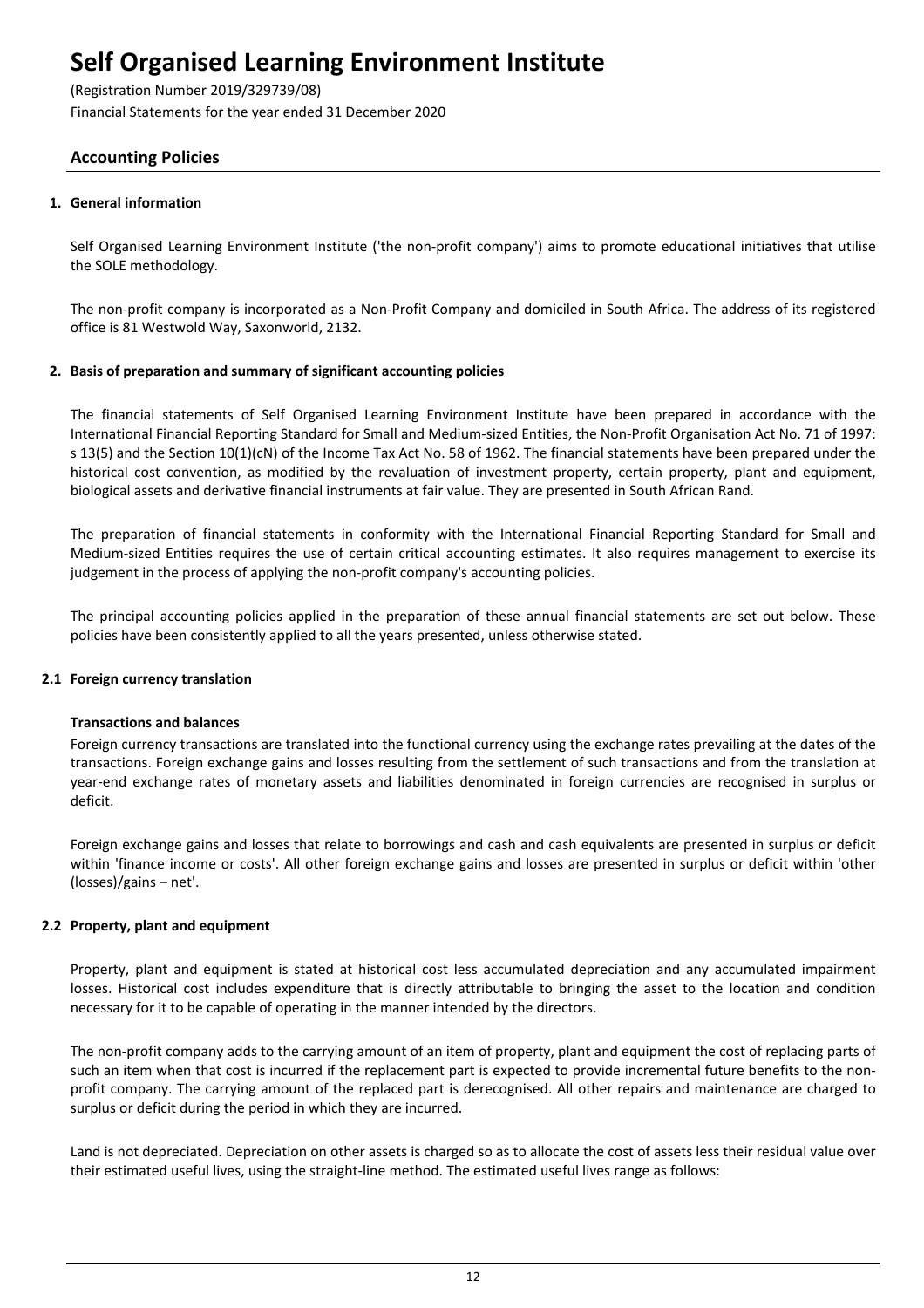## Accounting Policies

### 1. General information

Self Organised Learning Environment Institute ('the non-profit company') aims to promote educational initiatives that utilise the SOLE methodology.

The non-profit company is incorporated as a Non-Profit Company and domiciled in South Africa. The address of its registered office is 81 Westwold Way, Saxonworld, 2132.

### 2. Basis of preparation and summary of significant accounting policies

The financial statements of Self Organised Learning Environment Institute have been prepared in accordance with the International Financial Reporting Standard for Small and Medium-sized Entities, the Non-Profit Organisation Act No. 71 of 1997: s 13(5) and the Section 10(1)(cN) of the Income Tax Act No. 58 of 1962. The financial statements have been prepared under the historical cost convention, as modified by the revaluation of investment property, certain property, plant and equipment, biological assets and derivative financial instruments at fair value. They are presented in South African Rand.

The preparation of financial statements in conformity with the International Financial Reporting Standard for Small and Medium-sized Entities requires the use of certain critical accounting estimates. It also requires management to exercise its judgement in the process of applying the non-profit company's accounting policies.

The principal accounting policies applied in the preparation of these annual financial statements are set out below. These policies have been consistently applied to all the years presented, unless otherwise stated.

### 2.1 Foreign currency translation

**Transactions and balances**

Foreign currency transactions are translated into the functional currency using the exchange rates prevailing at the dates of the transactions. Foreign exchange gains and losses resulting from the settlement of such transactions and from the translation at year-end exchange rates of monetary assets and liabilities denominated in foreign currencies are recognised in surplus or deficit.

Foreign exchange gains and losses that relate to borrowings and cash and cash equivalents are presented in surplus or deficit within 'finance income or costs'. All other foreign exchange gains and losses are presented in surplus or deficit within 'other (losses)/gains – net'.

### 2.2 Property, plant and equipment

Property, plant and equipment is stated at historical cost less accumulated depreciation and any accumulated impairment losses. Historical cost includes expenditure that is directly attributable to bringing the asset to the location and condition necessary for it to be capable of operating in the manner intended by the directors.

The non-profit company adds to the carrying amount of an item of property, plant and equipment the cost of replacing parts of such an item when that cost is incurred if the replacement part is expected to provide incremental future benefits to the non-profit company. The carrying amount of the replaced part is derecognised. All other repairs and maintenance are charged to surplus or deficit during the period in which they are incurred.

Land is not depreciated. Depreciation on other assets is charged so as to allocate the cost of assets less their residual value over their estimated useful lives, using the straight-line method. The estimated useful lives range as follows: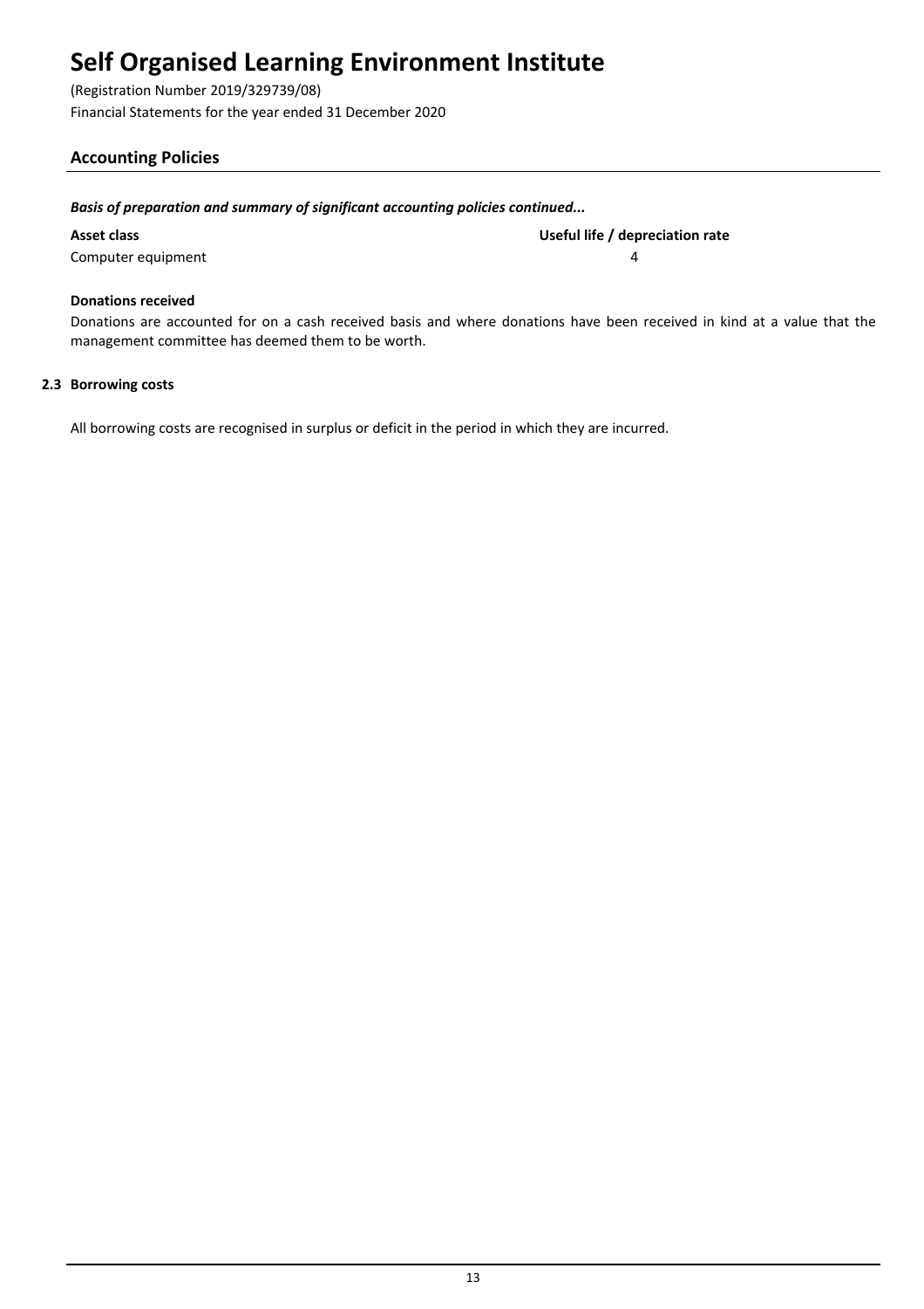## Accounting Policies

***Basis of preparation and summary of significant accounting policies continued...***

| **Asset class** | **Useful life / depreciation rate** |
| --- | --- |
| Computer equipment | 4 |

**Donations received**

Donations are accounted for on a cash received basis and where donations have been received in kind at a value that the management committee has deemed them to be worth.

### 2.3 Borrowing costs

All borrowing costs are recognised in surplus or deficit in the period in which they are incurred.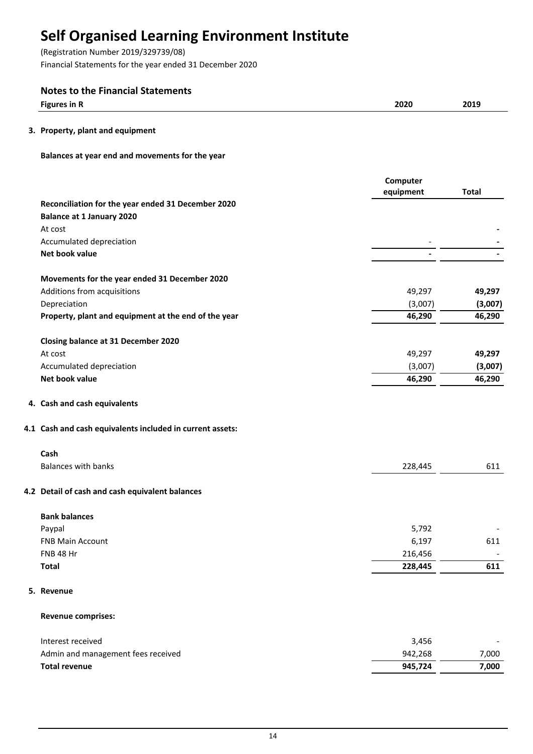# Self Organised Learning Environment Institute

(Registration Number 2019/329739/08)

Financial Statements for the year ended 31 December 2020

## Notes to the Financial Statements

| Figures in R | 2020 | 2019 |
|---|---|---|

### 3. Property, plant and equipment

**Balances at year end and movements for the year**

| | Computer equipment | Total |
|---|---|---|
| **Reconciliation for the year ended 31 December 2020** | | |
| **Balance at 1 January 2020** | | |
| At cost | | - |
| Accumulated depreciation | - | - |
| **Net book value** | - | - |
| | | |
| **Movements for the year ended 31 December 2020** | | |
| Additions from acquisitions | 49,297 | **49,297** |
| Depreciation | (3,007) | **(3,007)** |
| **Property, plant and equipment at the end of the year** | **46,290** | **46,290** |
| | | |
| **Closing balance at 31 December 2020** | | |
| At cost | 49,297 | **49,297** |
| Accumulated depreciation | (3,007) | **(3,007)** |
| **Net book value** | **46,290** | **46,290** |

### 4. Cash and cash equivalents

#### 4.1 Cash and cash equivalents included in current assets:

| | 2020 | 2019 |
|---|---|---|
| **Cash** | | |
| Balances with banks | 228,445 | 611 |

#### 4.2 Detail of cash and cash equivalent balances

| | 2020 | 2019 |
|---|---|---|
| **Bank balances** | | |
| Paypal | 5,792 | - |
| FNB Main Account | 6,197 | 611 |
| FNB 48 Hr | 216,456 | - |
| **Total** | **228,445** | **611** |

### 5. Revenue

**Revenue comprises:**

| | 2020 | 2019 |
|---|---|---|
| Interest received | 3,456 | - |
| Admin and management fees received | 942,268 | 7,000 |
| **Total revenue** | **945,724** | **7,000** |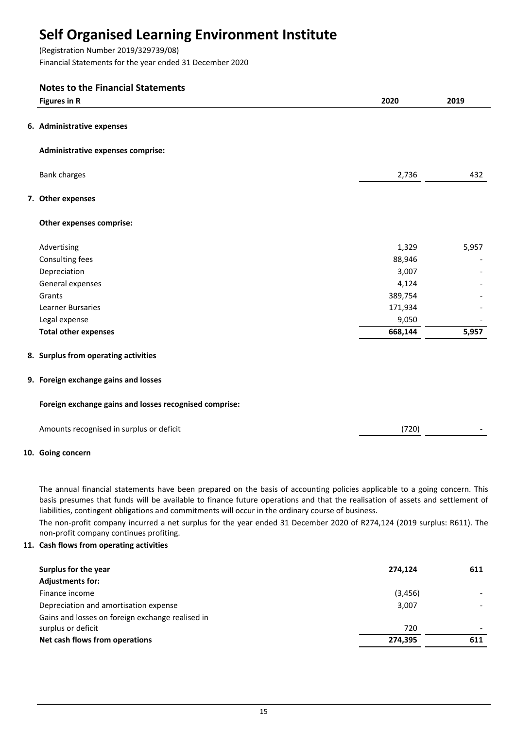# Self Organised Learning Environment Institute

(Registration Number 2019/329739/08)

Financial Statements for the year ended 31 December 2020

## Notes to the Financial Statements

| Figures in R | 2020 | 2019 |
|---|---|---|
| **6. Administrative expenses** | | |
| **Administrative expenses comprise:** | | |
| Bank charges | 2,736 | 432 |
| **7. Other expenses** | | |
| **Other expenses comprise:** | | |
| Advertising | 1,329 | 5,957 |
| Consulting fees | 88,946 | - |
| Depreciation | 3,007 | - |
| General expenses | 4,124 | - |
| Grants | 389,754 | - |
| Learner Bursaries | 171,934 | - |
| Legal expense | 9,050 | - |
| **Total other expenses** | **668,144** | **5,957** |
| **8. Surplus from operating activities** | | |
| **9. Foreign exchange gains and losses** | | |
| **Foreign exchange gains and losses recognised comprise:** | | |
| Amounts recognised in surplus or deficit | (720) | - |

**10. Going concern**

The annual financial statements have been prepared on the basis of accounting policies applicable to a going concern. This basis presumes that funds will be available to finance future operations and that the realisation of assets and settlement of liabilities, contingent obligations and commitments will occur in the ordinary course of business.

The non-profit company incurred a net surplus for the year ended 31 December 2020 of R274,124 (2019 surplus: R611). The non-profit company continues profiting.

**11. Cash flows from operating activities**

| | 2020 | 2019 |
|---|---|---|
| **Surplus for the year** | **274,124** | **611** |
| **Adjustments for:** | | |
| Finance income | (3,456) | - |
| Depreciation and amortisation expense | 3,007 | - |
| Gains and losses on foreign exchange realised in surplus or deficit | 720 | - |
| **Net cash flows from operations** | **274,395** | **611** |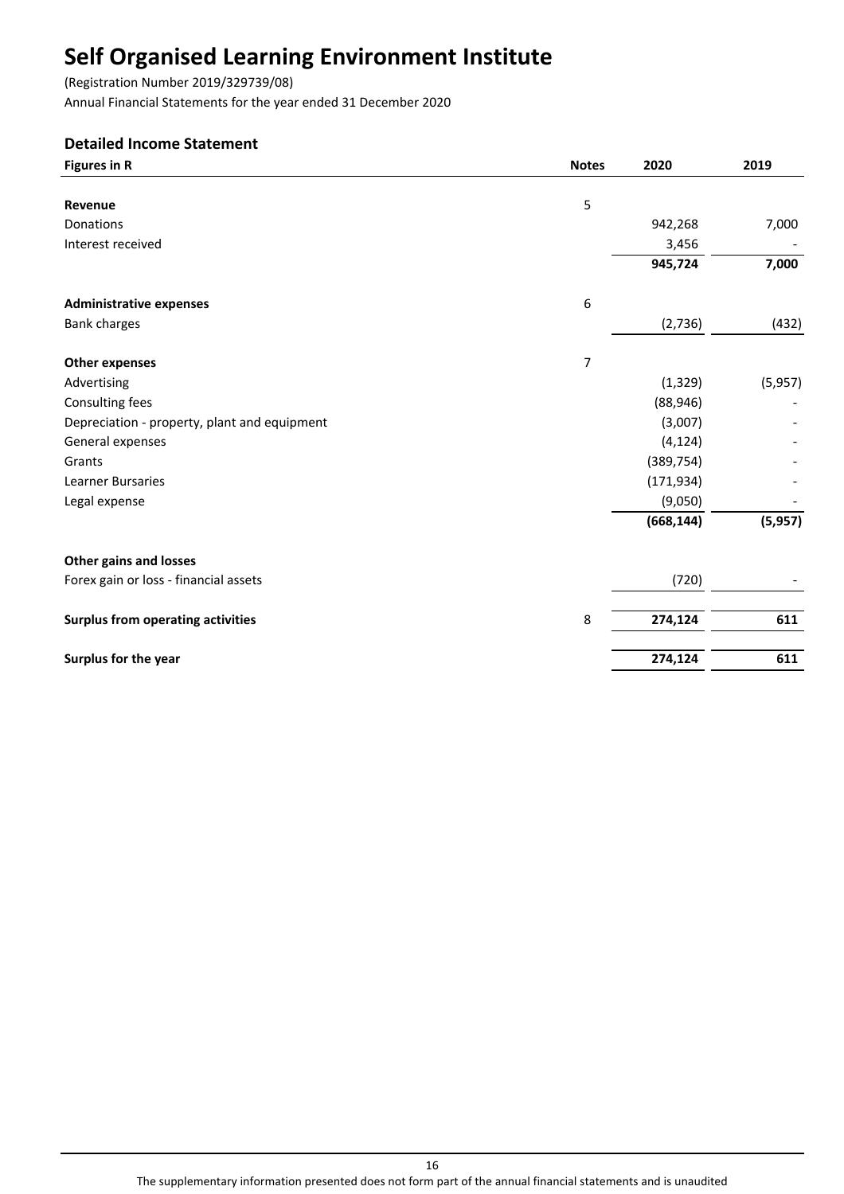# Self Organised Learning Environment Institute

(Registration Number 2019/329739/08)

Annual Financial Statements for the year ended 31 December 2020

## Detailed Income Statement

| Figures in R | Notes | 2020 | 2019 |
|---|---|---|---|
| **Revenue** | 5 | | |
| Donations | | 942,268 | 7,000 |
| Interest received | | 3,456 | - |
| | | **945,724** | **7,000** |
| **Administrative expenses** | 6 | | |
| Bank charges | | (2,736) | (432) |
| **Other expenses** | 7 | | |
| Advertising | | (1,329) | (5,957) |
| Consulting fees | | (88,946) | - |
| Depreciation - property, plant and equipment | | (3,007) | - |
| General expenses | | (4,124) | - |
| Grants | | (389,754) | - |
| Learner Bursaries | | (171,934) | - |
| Legal expense | | (9,050) | - |
| | | **(668,144)** | **(5,957)** |
| **Other gains and losses** | | | |
| Forex gain or loss - financial assets | | (720) | - |
| **Surplus from operating activities** | 8 | **274,124** | **611** |
| **Surplus for the year** | | **274,124** | **611** |

The supplementary information presented does not form part of the annual financial statements and is unaudited